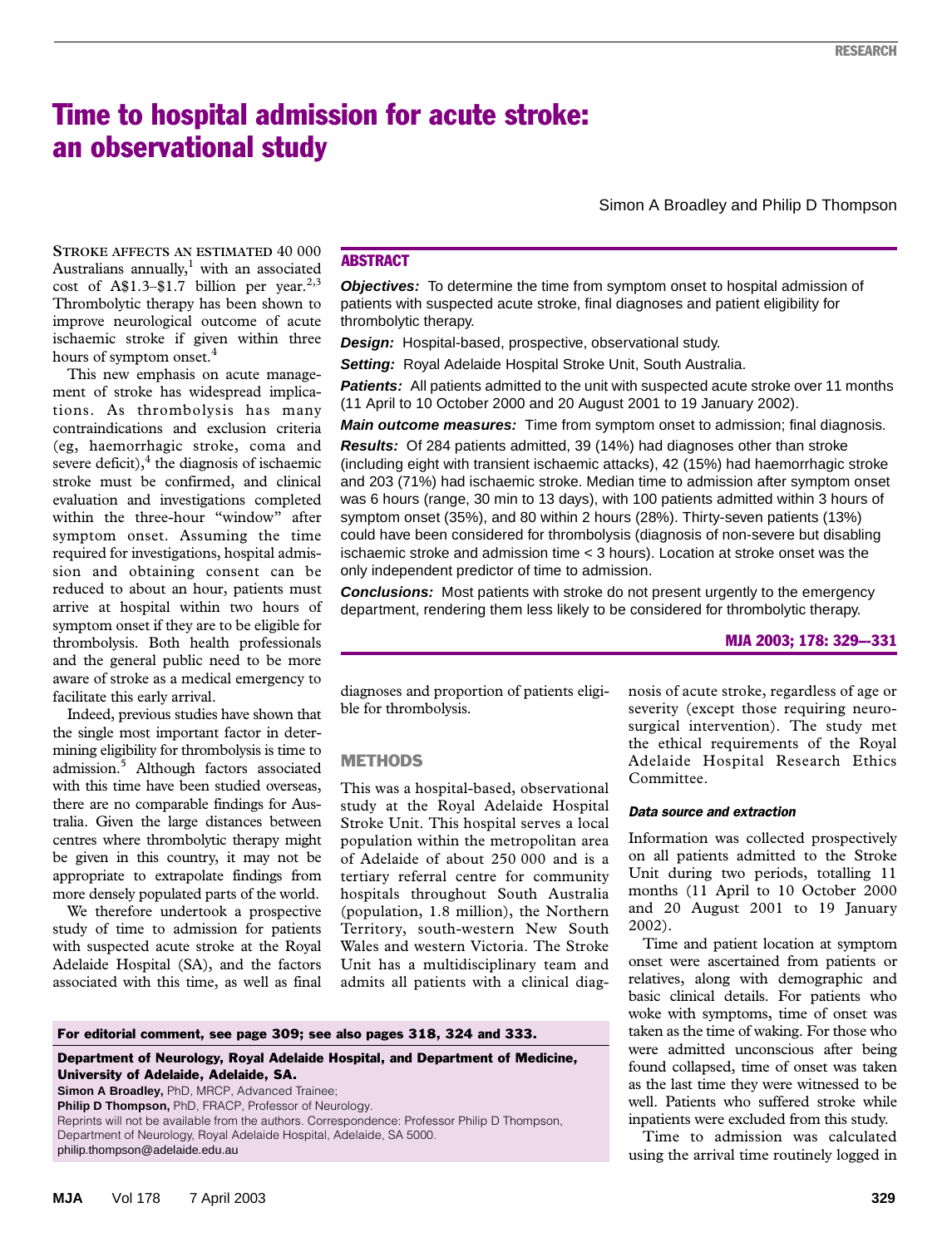# Time to hospital admission for acute stroke: an observational study

Simon A Broadley and Philip D Thompson

## ABSTRACT

***Objectives:*** To determine the time from symptom onset to hospital admission of patients with suspected acute stroke, final diagnoses and patient eligibility for thrombolytic therapy.

***Design:*** Hospital-based, prospective, observational study.

***Setting:*** Royal Adelaide Hospital Stroke Unit, South Australia.

***Patients:*** All patients admitted to the unit with suspected acute stroke over 11 months (11 April to 10 October 2000 and 20 August 2001 to 19 January 2002).

***Main outcome measures:*** Time from symptom onset to admission; final diagnosis.

***Results:*** Of 284 patients admitted, 39 (14%) had diagnoses other than stroke (including eight with transient ischaemic attacks), 42 (15%) had haemorrhagic stroke and 203 (71%) had ischaemic stroke. Median time to admission after symptom onset was 6 hours (range, 30 min to 13 days), with 100 patients admitted within 3 hours of symptom onset (35%), and 80 within 2 hours (28%). Thirty-seven patients (13%) could have been considered for thrombolysis (diagnosis of non-severe but disabling ischaemic stroke and admission time < 3 hours). Location at stroke onset was the only independent predictor of time to admission.

***Conclusions:*** Most patients with stroke do not present urgently to the emergency department, rendering them less likely to be considered for thrombolytic therapy.

STROKE AFFECTS AN ESTIMATED 40 000 Australians annually,[1] with an associated cost of A$1.3–$1.7 billion per year.[2,3] Thrombolytic therapy has been shown to improve neurological outcome of acute ischaemic stroke if given within three hours of symptom onset.[4]

This new emphasis on acute management of stroke has widespread implications. As thrombolysis has many contraindications and exclusion criteria (eg, haemorrhagic stroke, coma and severe deficit),[4] the diagnosis of ischaemic stroke must be confirmed, and clinical evaluation and investigations completed within the three-hour "window" after symptom onset. Assuming the time required for investigations, hospital admission and obtaining consent can be reduced to about an hour, patients must arrive at hospital within two hours of symptom onset if they are to be eligible for thrombolysis. Both health professionals and the general public need to be more aware of stroke as a medical emergency to facilitate this early arrival.

Indeed, previous studies have shown that the single most important factor in determining eligibility for thrombolysis is time to admission.[5] Although factors associated with this time have been studied overseas, there are no comparable findings for Australia. Given the large distances between centres where thrombolytic therapy might be given in this country, it may not be appropriate to extrapolate findings from more densely populated parts of the world.

We therefore undertook a prospective study of time to admission for patients with suspected acute stroke at the Royal Adelaide Hospital (SA), and the factors associated with this time, as well as final diagnoses and proportion of patients eligible for thrombolysis.

## METHODS

This was a hospital-based, observational study at the Royal Adelaide Hospital Stroke Unit. This hospital serves a local population within the metropolitan area of Adelaide of about 250 000 and is a tertiary referral centre for community hospitals throughout South Australia (population, 1.8 million), the Northern Territory, south-western New South Wales and western Victoria. The Stroke Unit has a multidisciplinary team and admits all patients with a clinical diagnosis of acute stroke, regardless of age or severity (except those requiring neurosurgical intervention). The study met the ethical requirements of the Royal Adelaide Hospital Research Ethics Committee.

### Data source and extraction

Information was collected prospectively on all patients admitted to the Stroke Unit during two periods, totalling 11 months (11 April to 10 October 2000 and 20 August 2001 to 19 January 2002).

Time and patient location at symptom onset were ascertained from patients or relatives, along with demographic and basic clinical details. For patients who woke with symptoms, time of onset was taken as the time of waking. For those who were admitted unconscious after being found collapsed, time of onset was taken as the last time they were witnessed to be well. Patients who suffered stroke while inpatients were excluded from this study.

Time to admission was calculated using the arrival time routinely logged in

For editorial comment, see page 309; see also pages 318, 324 and 333.

**Department of Neurology, Royal Adelaide Hospital, and Department of Medicine, University of Adelaide, Adelaide, SA.**
**Simon A Broadley,** PhD, MRCP, Advanced Trainee;
**Philip D Thompson,** PhD, FRACP, Professor of Neurology.
Reprints will not be available from the authors. Correspondence: Professor Philip D Thompson, Department of Neurology, Royal Adelaide Hospital, Adelaide, SA 5000.
philip.thompson@adelaide.edu.au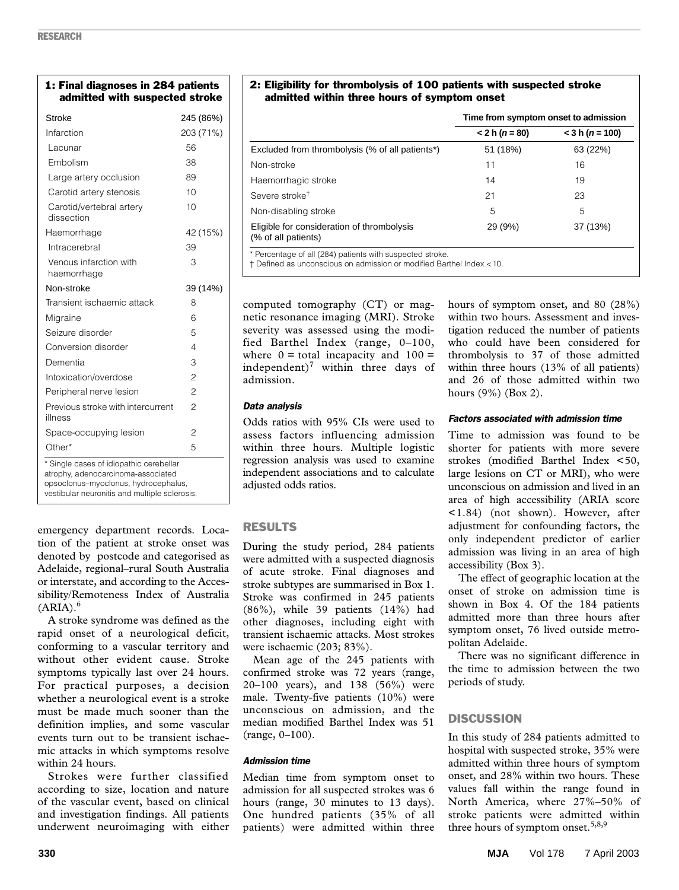**1: Final diagnoses in 284 patients admitted with suspected stroke**

| | |
|---|---|
| Stroke | 245 (86%) |
| Infarction | 203 (71%) |
| Lacunar | 56 |
| Embolism | 38 |
| Large artery occlusion | 89 |
| Carotid artery stenosis | 10 |
| Carotid/vertebral artery dissection | 10 |
| Haemorrhage | 42 (15%) |
| Intracerebral | 39 |
| Venous infarction with haemorrhage | 3 |
| Non-stroke | 39 (14%) |
| Transient ischaemic attack | 8 |
| Migraine | 6 |
| Seizure disorder | 5 |
| Conversion disorder | 4 |
| Dementia | 3 |
| Intoxication/overdose | 2 |
| Peripheral nerve lesion | 2 |
| Previous stroke with intercurrent illness | 2 |
| Space-occupying lesion | 2 |
| Other* | 5 |

\* Single cases of idiopathic cerebellar atrophy, adenocarcinoma-associated opsoclonus–myoclonus, hydrocephalus, vestibular neuronitis and multiple sclerosis.

**2: Eligibility for thrombolysis of 100 patients with suspected stroke admitted within three hours of symptom onset**

| | Time from symptom onset to admission | |
|---|---|---|
| | < 2 h (*n* = 80) | < 3 h (*n* = 100) |
| Excluded from thrombolysis (% of all patients*) | 51 (18%) | 63 (22%) |
| Non-stroke | 11 | 16 |
| Haemorrhagic stroke | 14 | 19 |
| Severe stroke† | 21 | 23 |
| Non-disabling stroke | 5 | 5 |
| Eligible for consideration of thrombolysis (% of all patients) | 29 (9%) | 37 (13%) |

\* Percentage of all (284) patients with suspected stroke.
† Defined as unconscious on admission or modified Barthel Index < 10.

emergency department records. Location of the patient at stroke onset was denoted by postcode and categorised as Adelaide, regional–rural South Australia or interstate, and according to the Accessibility/Remoteness Index of Australia (ARIA).[6]

A stroke syndrome was defined as the rapid onset of a neurological deficit, conforming to a vascular territory and without other evident cause. Stroke symptoms typically last over 24 hours. For practical purposes, a decision whether a neurological event is a stroke must be made much sooner than the definition implies, and some vascular events turn out to be transient ischaemic attacks in which symptoms resolve within 24 hours.

Strokes were further classified according to size, location and nature of the vascular event, based on clinical and investigation findings. All patients underwent neuroimaging with either computed tomography (CT) or magnetic resonance imaging (MRI). Stroke severity was assessed using the modified Barthel Index (range, 0–100, where 0 = total incapacity and 100 = independent)[7] within three days of admission.

#### Data analysis

Odds ratios with 95% CIs were used to assess factors influencing admission within three hours. Multiple logistic regression analysis was used to examine independent associations and to calculate adjusted odds ratios.

## RESULTS

During the study period, 284 patients were admitted with a suspected diagnosis of acute stroke. Final diagnoses and stroke subtypes are summarised in Box 1. Stroke was confirmed in 245 patients (86%), while 39 patients (14%) had other diagnoses, including eight with transient ischaemic attacks. Most strokes were ischaemic (203; 83%).

Mean age of the 245 patients with confirmed stroke was 72 years (range, 20–100 years), and 138 (56%) were male. Twenty-five patients (10%) were unconscious on admission, and the median modified Barthel Index was 51 (range, 0–100).

#### Admission time

Median time from symptom onset to admission for all suspected strokes was 6 hours (range, 30 minutes to 13 days). One hundred patients (35% of all patients) were admitted within three hours of symptom onset, and 80 (28%) within two hours. Assessment and investigation reduced the number of patients who could have been considered for thrombolysis to 37 of those admitted within three hours (13% of all patients) and 26 of those admitted within two hours (9%) (Box 2).

#### Factors associated with admission time

Time to admission was found to be shorter for patients with more severe strokes (modified Barthel Index < 50, large lesions on CT or MRI), who were unconscious on admission and lived in an area of high accessibility (ARIA score < 1.84) (not shown). However, after adjustment for confounding factors, the only independent predictor of earlier admission was living in an area of high accessibility (Box 3).

The effect of geographic location at the onset of stroke on admission time is shown in Box 4. Of the 184 patients admitted more than three hours after symptom onset, 76 lived outside metropolitan Adelaide.

There was no significant difference in the time to admission between the two periods of study.

## DISCUSSION

In this study of 284 patients admitted to hospital with suspected stroke, 35% were admitted within three hours of symptom onset, and 28% within two hours. These values fall within the range found in North America, where 27%–50% of stroke patients were admitted within three hours of symptom onset.[5,8,9]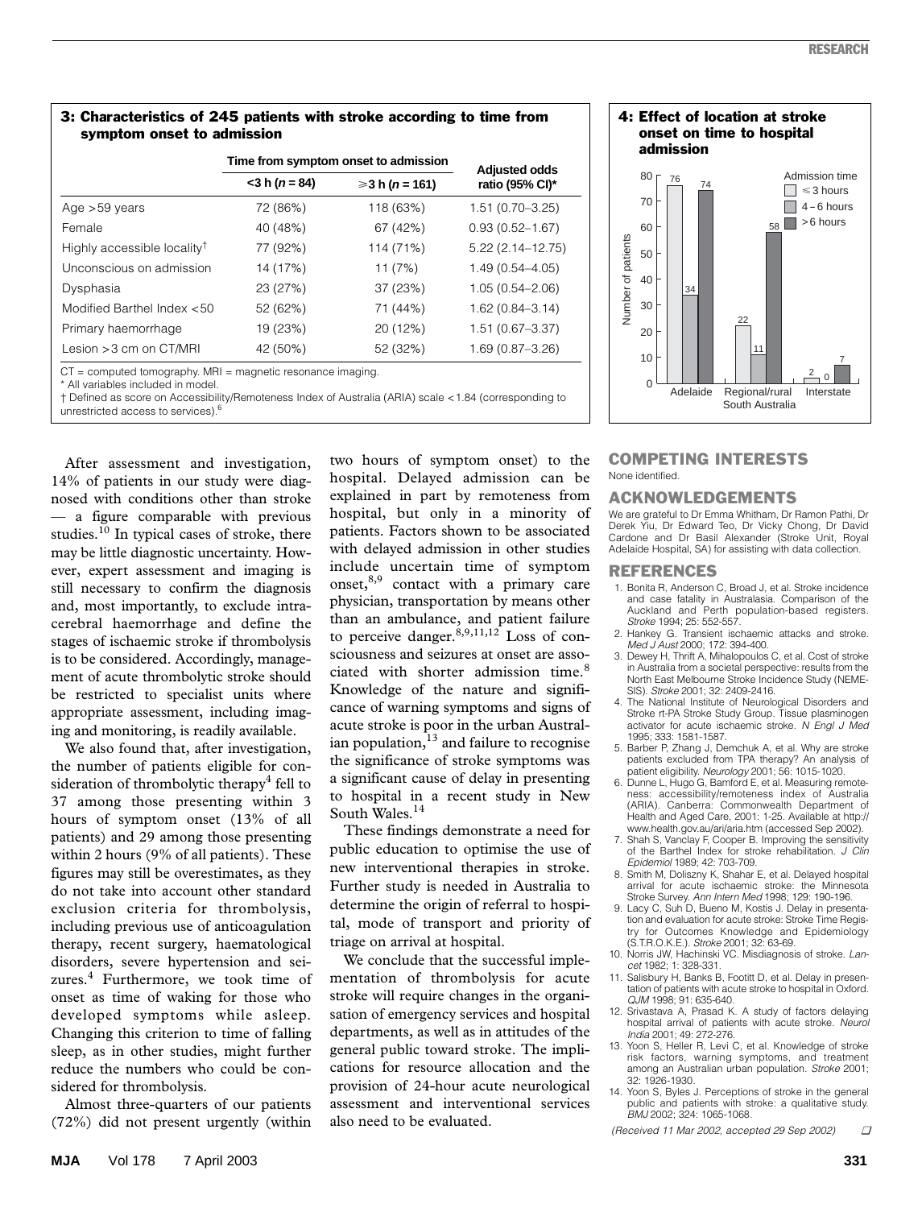### 3: Characteristics of 245 patients with stroke according to time from symptom onset to admission

| | Time from symptom onset to admission | | Adjusted odds ratio (95% CI)* |
|---|---|---|---|
| | <3 h (n = 84) | ≥3 h (n = 161) | |
| Age >59 years | 72 (86%) | 118 (63%) | 1.51 (0.70–3.25) |
| Female | 40 (48%) | 67 (42%) | 0.93 (0.52–1.67) |
| Highly accessible locality† | 77 (92%) | 114 (71%) | 5.22 (2.14–12.75) |
| Unconscious on admission | 14 (17%) | 11 (7%) | 1.49 (0.54–4.05) |
| Dysphasia | 23 (27%) | 37 (23%) | 1.05 (0.54–2.06) |
| Modified Barthel Index <50 | 52 (62%) | 71 (44%) | 1.62 (0.84–3.14) |
| Primary haemorrhage | 19 (23%) | 20 (12%) | 1.51 (0.67–3.37) |
| Lesion >3 cm on CT/MRI | 42 (50%) | 52 (32%) | 1.69 (0.87–3.26) |

CT = computed tomography. MRI = magnetic resonance imaging.

* All variables included in model.

† Defined as score on Accessibility/Remoteness Index of Australia (ARIA) scale <1.84 (corresponding to unrestricted access to services).[6]

### 4: Effect of location at stroke onset on time to hospital admission

Admission time
≤3 hours
4–6 hours
>6 hours

Number of patients
0
10
20
30
40
50
60
70
80

76
34
74
22
11
58
2
0
7

Adelaide
Regional/rural South Australia
Interstate

After assessment and investigation, 14% of patients in our study were diagnosed with conditions other than stroke — a figure comparable with previous studies.[10] In typical cases of stroke, there may be little diagnostic uncertainty. However, expert assessment and imaging is still necessary to confirm the diagnosis and, most importantly, to exclude intracerebral haemorrhage and define the stages of ischaemic stroke if thrombolysis is to be considered. Accordingly, management of acute thrombolytic stroke should be restricted to specialist units where appropriate assessment, including imaging and monitoring, is readily available.

We also found that, after investigation, the number of patients eligible for consideration of thrombolytic therapy[4] fell to 37 among those presenting within 3 hours of symptom onset (13% of all patients) and 29 among those presenting within 2 hours (9% of all patients). These figures may still be overestimates, as they do not take into account other standard exclusion criteria for thrombolysis, including previous use of anticoagulation therapy, recent surgery, haematological disorders, severe hypertension and seizures.[4] Furthermore, we took time of onset as time of waking for those who developed symptoms while asleep. Changing this criterion to time of falling sleep, as in other studies, might further reduce the numbers who could be considered for thrombolysis.

Almost three-quarters of our patients (72%) did not present urgently (within two hours of symptom onset) to the hospital. Delayed admission can be explained in part by remoteness from hospital, but only in a minority of patients. Factors shown to be associated with delayed admission in other studies include uncertain time of symptom onset,[8,9] contact with a primary care physician, transportation by means other than an ambulance, and patient failure to perceive danger.[8,9,11,12] Loss of consciousness and seizures at onset are associated with shorter admission time.[8] Knowledge of the nature and significance of warning symptoms and signs of acute stroke is poor in the urban Australian population,[13] and failure to recognise the significance of stroke symptoms was a significant cause of delay in presenting to hospital in a recent study in New South Wales.[14]

These findings demonstrate a need for public education to optimise the use of new interventional therapies in stroke. Further study is needed in Australia to determine the origin of referral to hospital, mode of transport and priority of triage on arrival at hospital.

We conclude that the successful implementation of thrombolysis for acute stroke will require changes in the organisation of emergency services and hospital departments, as well as in attitudes of the general public toward stroke. The implications for resource allocation and the provision of 24-hour acute neurological assessment and interventional services also need to be evaluated.

## COMPETING INTERESTS

None identified.

## ACKNOWLEDGEMENTS

We are grateful to Dr Emma Whitham, Dr Ramon Pathi, Dr Derek Yiu, Dr Edward Teo, Dr Vicky Chong, Dr David Cardone and Dr Basil Alexander (Stroke Unit, Royal Adelaide Hospital, SA) for assisting with data collection.

## REFERENCES

1. Bonita R, Anderson C, Broad J, et al. Stroke incidence and case fatality in Australasia. Comparison of the Auckland and Perth population-based registers. *Stroke* 1994; 25: 552-557.
2. Hankey G. Transient ischaemic attacks and stroke. *Med J Aust* 2000; 172: 394-400.
3. Dewey H, Thrift A, Mihalopoulos C, et al. Cost of stroke in Australia from a societal perspective: results from the North East Melbourne Stroke Incidence Study (NEMESIS). *Stroke* 2001; 32: 2409-2416.
4. The National Institute of Neurological Disorders and Stroke rt-PA Stroke Study Group. Tissue plasminogen activator for acute ischaemic stroke. *N Engl J Med* 1995; 333: 1581-1587.
5. Barber P, Zhang J, Demchuk A, et al. Why are stroke patients excluded from TPA therapy? An analysis of patient eligibility. *Neurology* 2001; 56: 1015-1020.
6. Dunne L, Hugo G, Bamford E, et al. Measuring remoteness: accessibility/remoteness index of Australia (ARIA). Canberra: Commonwealth Department of Health and Aged Care, 2001: 1-25. Available at http://www.health.gov.au/ari/aria.htm (accessed Sep 2002).
7. Shah S, Vanclay F, Cooper B. Improving the sensitivity of the Barthel Index for stroke rehabilitation. *J Clin Epidemiol* 1989; 42: 703-709.
8. Smith M, Doliszny K, Shahar E, et al. Delayed hospital arrival for acute ischaemic stroke: the Minnesota Stroke Survey. *Ann Intern Med* 1998; 129: 190-196.
9. Lacy C, Suh D, Bueno M, Kostis J. Delay in presentation and evaluation for acute stroke: Stroke Time Registry for Outcomes Knowledge and Epidemiology (S.T.R.O.K.E.). *Stroke* 2001; 32: 63-69.
10. Norris JW, Hachinski VC. Misdiagnosis of stroke. *Lancet* 1982; 1: 328-331.
11. Salisbury H, Banks B, Footitt D, et al. Delay in presentation of patients with acute stroke to hospital in Oxford. *QJM* 1998; 91: 635-640.
12. Srivastava A, Prasad K. A study of factors delaying hospital arrival of patients with acute stroke. *Neurol India* 2001; 49: 272-276.
13. Yoon S, Heller R, Levi C, et al. Knowledge of stroke risk factors, warning symptoms, and treatment among an Australian urban population. *Stroke* 2001; 32: 1926-1930.
14. Yoon S, Byles J. Perceptions of stroke in the general public and patients with stroke: a qualitative study. *BMJ* 2002; 324: 1065-1068.

*(Received 11 Mar 2002, accepted 29 Sep 2002)*